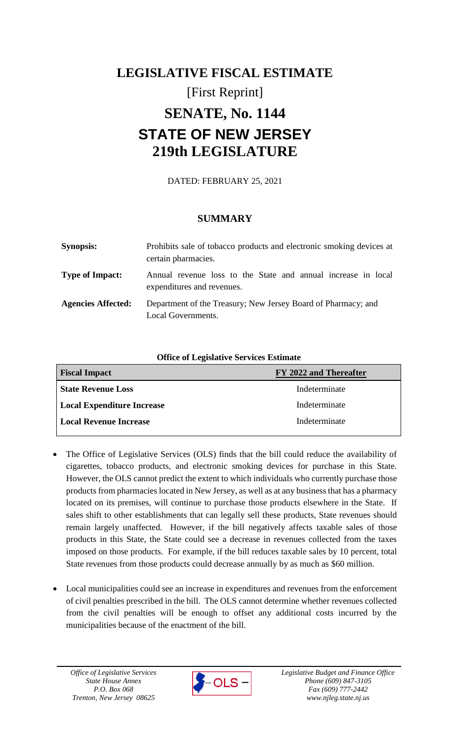# LEGISLATIVE FISCAL ESTIMATE

[First Reprint]

# SENATE, No. 1144

# STATE OF NEW JERSEY

# 219th LEGISLATURE

DATED: FEBRUARY 25, 2021

## SUMMARY

| | |
|---|---|
| **Synopsis:** | Prohibits sale of tobacco products and electronic smoking devices at certain pharmacies. |
| **Type of Impact:** | Annual revenue loss to the State and annual increase in local expenditures and revenues. |
| **Agencies Affected:** | Department of the Treasury; New Jersey Board of Pharmacy; and Local Governments. |

**Office of Legislative Services Estimate**

| **Fiscal Impact** | **FY 2022 and Thereafter** |
|---|---|
| **State Revenue Loss** | Indeterminate |
| **Local Expenditure Increase** | Indeterminate |
| **Local Revenue Increase** | Indeterminate |

- The Office of Legislative Services (OLS) finds that the bill could reduce the availability of cigarettes, tobacco products, and electronic smoking devices for purchase in this State. However, the OLS cannot predict the extent to which individuals who currently purchase those products from pharmacies located in New Jersey, as well as at any business that has a pharmacy located on its premises, will continue to purchase those products elsewhere in the State. If sales shift to other establishments that can legally sell these products, State revenues should remain largely unaffected. However, if the bill negatively affects taxable sales of those products in this State, the State could see a decrease in revenues collected from the taxes imposed on those products. For example, if the bill reduces taxable sales by 10 percent, total State revenues from those products could decrease annually by as much as $60 million.

- Local municipalities could see an increase in expenditures and revenues from the enforcement of civil penalties prescribed in the bill. The OLS cannot determine whether revenues collected from the civil penalties will be enough to offset any additional costs incurred by the municipalities because of the enactment of the bill.

*Office of Legislative Services*
*State House Annex*
*P.O. Box 068*
*Trenton, New Jersey 08625*

*Legislative Budget and Finance Office*
*Phone (609) 847-3105*
*Fax (609) 777-2442*
*www.njleg.state.nj.us*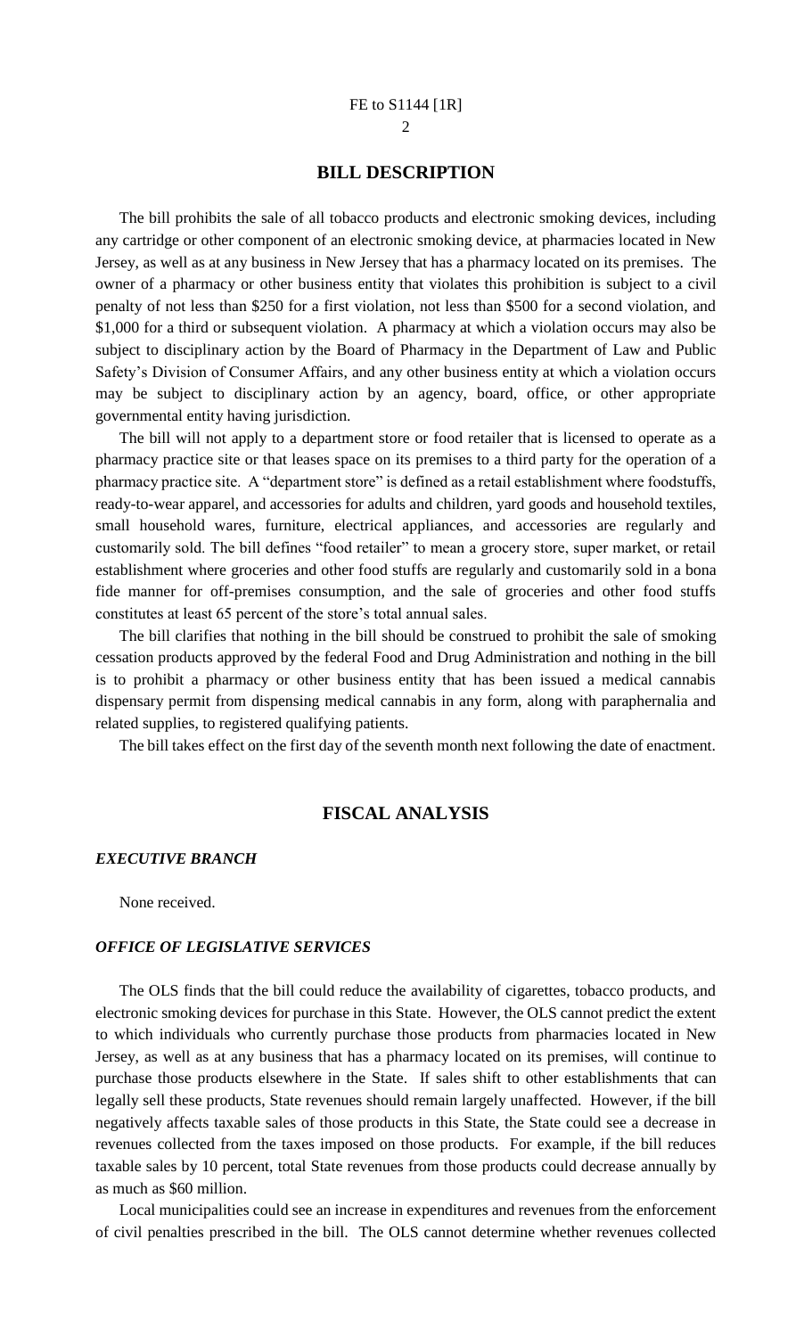## BILL DESCRIPTION

The bill prohibits the sale of all tobacco products and electronic smoking devices, including any cartridge or other component of an electronic smoking device, at pharmacies located in New Jersey, as well as at any business in New Jersey that has a pharmacy located on its premises. The owner of a pharmacy or other business entity that violates this prohibition is subject to a civil penalty of not less than $250 for a first violation, not less than $500 for a second violation, and $1,000 for a third or subsequent violation. A pharmacy at which a violation occurs may also be subject to disciplinary action by the Board of Pharmacy in the Department of Law and Public Safety's Division of Consumer Affairs, and any other business entity at which a violation occurs may be subject to disciplinary action by an agency, board, office, or other appropriate governmental entity having jurisdiction.

The bill will not apply to a department store or food retailer that is licensed to operate as a pharmacy practice site or that leases space on its premises to a third party for the operation of a pharmacy practice site. A "department store" is defined as a retail establishment where foodstuffs, ready-to-wear apparel, and accessories for adults and children, yard goods and household textiles, small household wares, furniture, electrical appliances, and accessories are regularly and customarily sold. The bill defines "food retailer" to mean a grocery store, super market, or retail establishment where groceries and other food stuffs are regularly and customarily sold in a bona fide manner for off-premises consumption, and the sale of groceries and other food stuffs constitutes at least 65 percent of the store's total annual sales.

The bill clarifies that nothing in the bill should be construed to prohibit the sale of smoking cessation products approved by the federal Food and Drug Administration and nothing in the bill is to prohibit a pharmacy or other business entity that has been issued a medical cannabis dispensary permit from dispensing medical cannabis in any form, along with paraphernalia and related supplies, to registered qualifying patients.

The bill takes effect on the first day of the seventh month next following the date of enactment.

## FISCAL ANALYSIS

### *EXECUTIVE BRANCH*

None received.

### *OFFICE OF LEGISLATIVE SERVICES*

The OLS finds that the bill could reduce the availability of cigarettes, tobacco products, and electronic smoking devices for purchase in this State. However, the OLS cannot predict the extent to which individuals who currently purchase those products from pharmacies located in New Jersey, as well as at any business that has a pharmacy located on its premises, will continue to purchase those products elsewhere in the State. If sales shift to other establishments that can legally sell these products, State revenues should remain largely unaffected. However, if the bill negatively affects taxable sales of those products in this State, the State could see a decrease in revenues collected from the taxes imposed on those products. For example, if the bill reduces taxable sales by 10 percent, total State revenues from those products could decrease annually by as much as $60 million.

Local municipalities could see an increase in expenditures and revenues from the enforcement of civil penalties prescribed in the bill. The OLS cannot determine whether revenues collected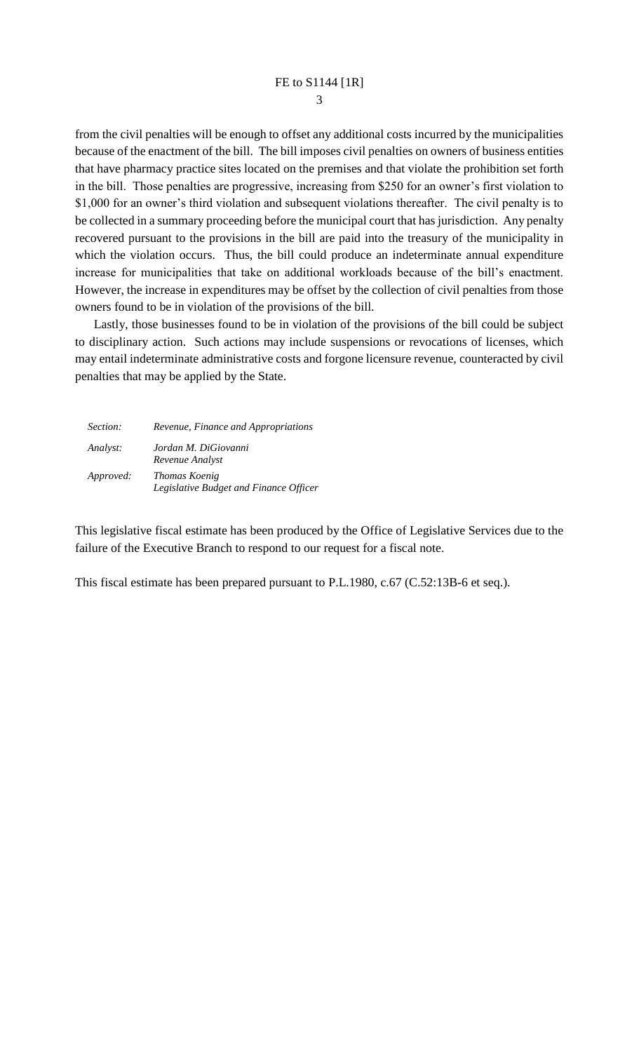from the civil penalties will be enough to offset any additional costs incurred by the municipalities because of the enactment of the bill. The bill imposes civil penalties on owners of business entities that have pharmacy practice sites located on the premises and that violate the prohibition set forth in the bill. Those penalties are progressive, increasing from $250 for an owner's first violation to $1,000 for an owner's third violation and subsequent violations thereafter. The civil penalty is to be collected in a summary proceeding before the municipal court that has jurisdiction. Any penalty recovered pursuant to the provisions in the bill are paid into the treasury of the municipality in which the violation occurs. Thus, the bill could produce an indeterminate annual expenditure increase for municipalities that take on additional workloads because of the bill's enactment. However, the increase in expenditures may be offset by the collection of civil penalties from those owners found to be in violation of the provisions of the bill.

Lastly, those businesses found to be in violation of the provisions of the bill could be subject to disciplinary action. Such actions may include suspensions or revocations of licenses, which may entail indeterminate administrative costs and forgone licensure revenue, counteracted by civil penalties that may be applied by the State.

| | |
|---|---|
| *Section:* | *Revenue, Finance and Appropriations* |
| *Analyst:* | *Jordan M. DiGiovanni*<br>*Revenue Analyst* |
| *Approved:* | *Thomas Koenig*<br>*Legislative Budget and Finance Officer* |

This legislative fiscal estimate has been produced by the Office of Legislative Services due to the failure of the Executive Branch to respond to our request for a fiscal note.

This fiscal estimate has been prepared pursuant to P.L.1980, c.67 (C.52:13B-6 et seq.).